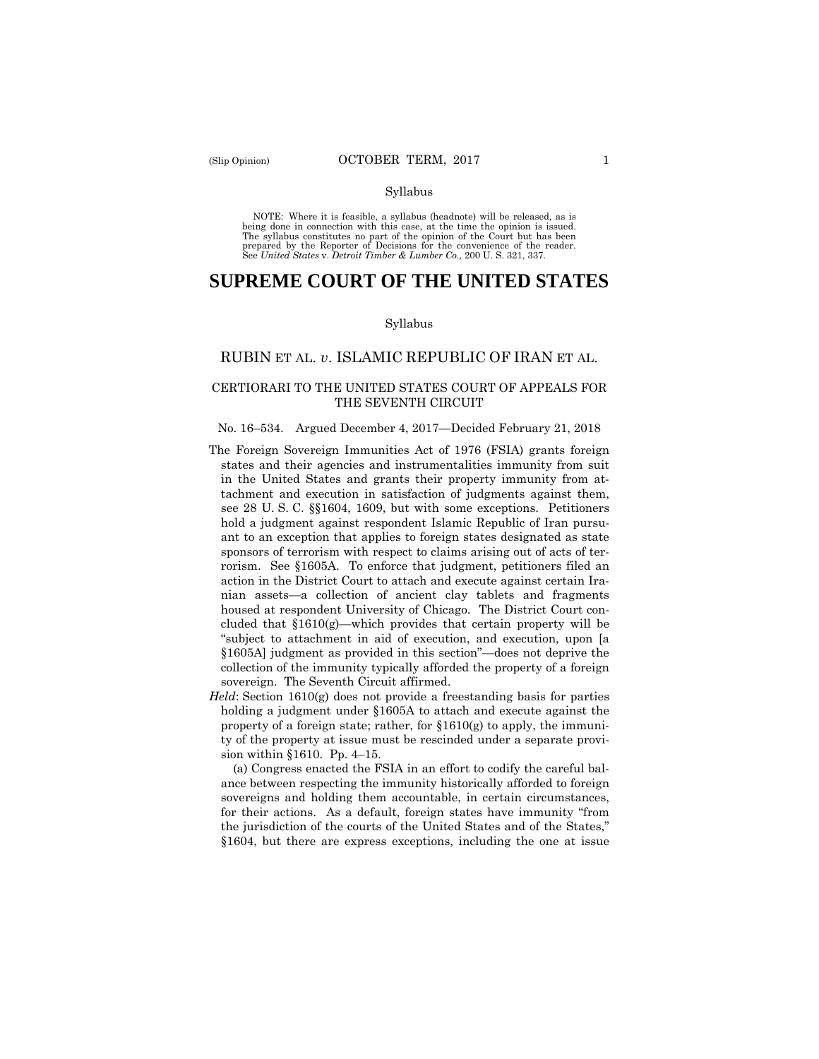Syllabus

NOTE: Where it is feasible, a syllabus (headnote) will be released, as is being done in connection with this case, at the time the opinion is issued. The syllabus constitutes no part of the opinion of the Court but has been prepared by the Reporter of Decisions for the convenience of the reader. See *United States* v. *Detroit Timber & Lumber Co.,* 200 U. S. 321, 337.

# SUPREME COURT OF THE UNITED STATES

Syllabus

## RUBIN ET AL. *v*. ISLAMIC REPUBLIC OF IRAN ET AL.

CERTIORARI TO THE UNITED STATES COURT OF APPEALS FOR THE SEVENTH CIRCUIT

No. 16–534. Argued December 4, 2017—Decided February 21, 2018

The Foreign Sovereign Immunities Act of 1976 (FSIA) grants foreign states and their agencies and instrumentalities immunity from suit in the United States and grants their property immunity from attachment and execution in satisfaction of judgments against them, see 28 U. S. C. §§1604, 1609, but with some exceptions. Petitioners hold a judgment against respondent Islamic Republic of Iran pursuant to an exception that applies to foreign states designated as state sponsors of terrorism with respect to claims arising out of acts of terrorism. See §1605A. To enforce that judgment, petitioners filed an action in the District Court to attach and execute against certain Iranian assets—a collection of ancient clay tablets and fragments housed at respondent University of Chicago. The District Court concluded that §1610(g)—which provides that certain property will be "subject to attachment in aid of execution, and execution, upon [a §1605A] judgment as provided in this section"—does not deprive the collection of the immunity typically afforded the property of a foreign sovereign. The Seventh Circuit affirmed.

*Held*: Section 1610(g) does not provide a freestanding basis for parties holding a judgment under §1605A to attach and execute against the property of a foreign state; rather, for §1610(g) to apply, the immunity of the property at issue must be rescinded under a separate provision within §1610. Pp. 4–15.

(a) Congress enacted the FSIA in an effort to codify the careful balance between respecting the immunity historically afforded to foreign sovereigns and holding them accountable, in certain circumstances, for their actions. As a default, foreign states have immunity "from the jurisdiction of the courts of the United States and of the States," §1604, but there are express exceptions, including the one at issue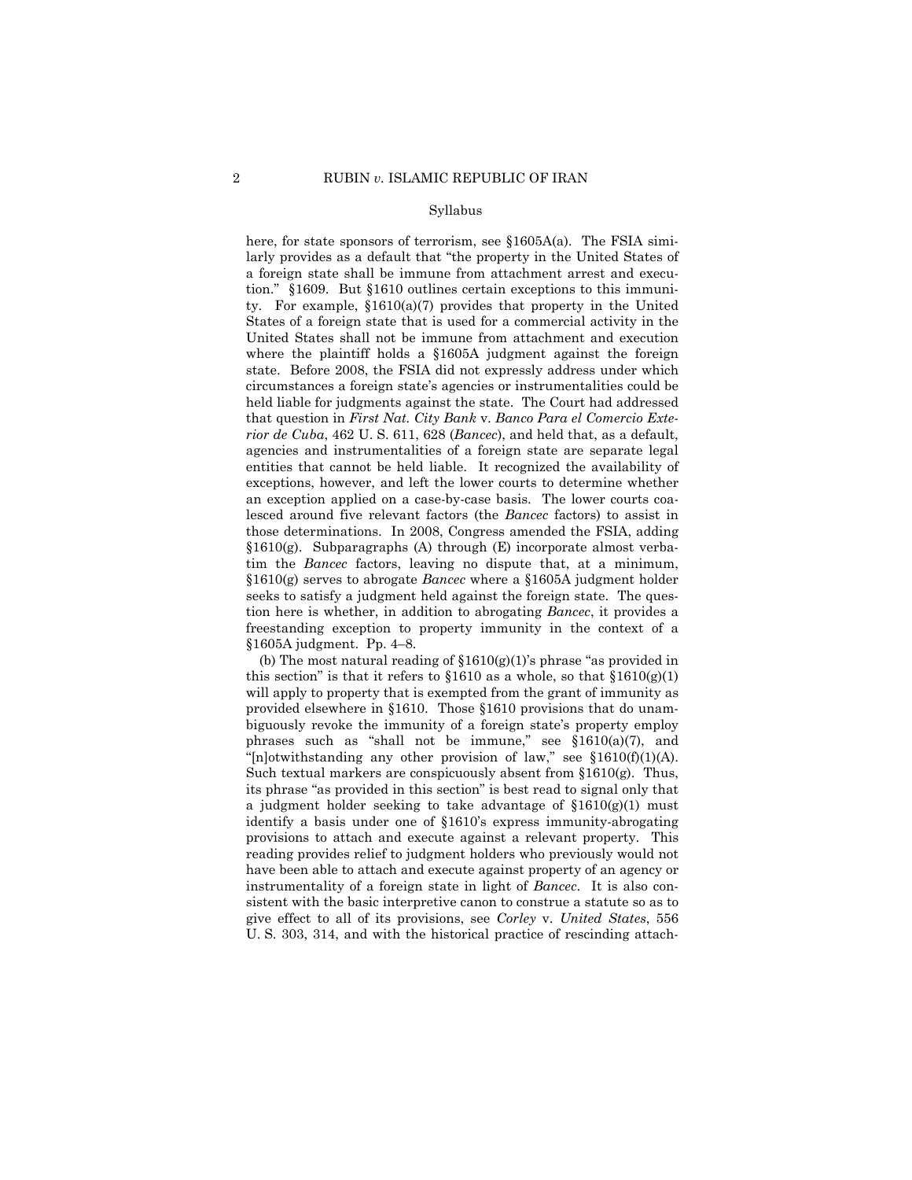here, for state sponsors of terrorism, see §1605A(a). The FSIA similarly provides as a default that "the property in the United States of a foreign state shall be immune from attachment arrest and execution." §1609. But §1610 outlines certain exceptions to this immunity. For example, §1610(a)(7) provides that property in the United States of a foreign state that is used for a commercial activity in the United States shall not be immune from attachment and execution where the plaintiff holds a §1605A judgment against the foreign state. Before 2008, the FSIA did not expressly address under which circumstances a foreign state's agencies or instrumentalities could be held liable for judgments against the state. The Court had addressed that question in *First Nat. City Bank* v. *Banco Para el Comercio Exterior de Cuba*, 462 U. S. 611, 628 (*Bancec*), and held that, as a default, agencies and instrumentalities of a foreign state are separate legal entities that cannot be held liable. It recognized the availability of exceptions, however, and left the lower courts to determine whether an exception applied on a case-by-case basis. The lower courts coalesced around five relevant factors (the *Bancec* factors) to assist in those determinations. In 2008, Congress amended the FSIA, adding §1610(g). Subparagraphs (A) through (E) incorporate almost verbatim the *Bancec* factors, leaving no dispute that, at a minimum, §1610(g) serves to abrogate *Bancec* where a §1605A judgment holder seeks to satisfy a judgment held against the foreign state. The question here is whether, in addition to abrogating *Bancec*, it provides a freestanding exception to property immunity in the context of a §1605A judgment. Pp. 4–8.

(b) The most natural reading of §1610(g)(1)'s phrase "as provided in this section" is that it refers to §1610 as a whole, so that §1610(g)(1) will apply to property that is exempted from the grant of immunity as provided elsewhere in §1610. Those §1610 provisions that do unambiguously revoke the immunity of a foreign state's property employ phrases such as "shall not be immune," see §1610(a)(7), and "[n]otwithstanding any other provision of law," see §1610(f)(1)(A). Such textual markers are conspicuously absent from §1610(g). Thus, its phrase "as provided in this section" is best read to signal only that a judgment holder seeking to take advantage of §1610(g)(1) must identify a basis under one of §1610's express immunity-abrogating provisions to attach and execute against a relevant property. This reading provides relief to judgment holders who previously would not have been able to attach and execute against property of an agency or instrumentality of a foreign state in light of *Bancec*. It is also consistent with the basic interpretive canon to construe a statute so as to give effect to all of its provisions, see *Corley* v. *United States*, 556 U. S. 303, 314, and with the historical practice of rescinding attach-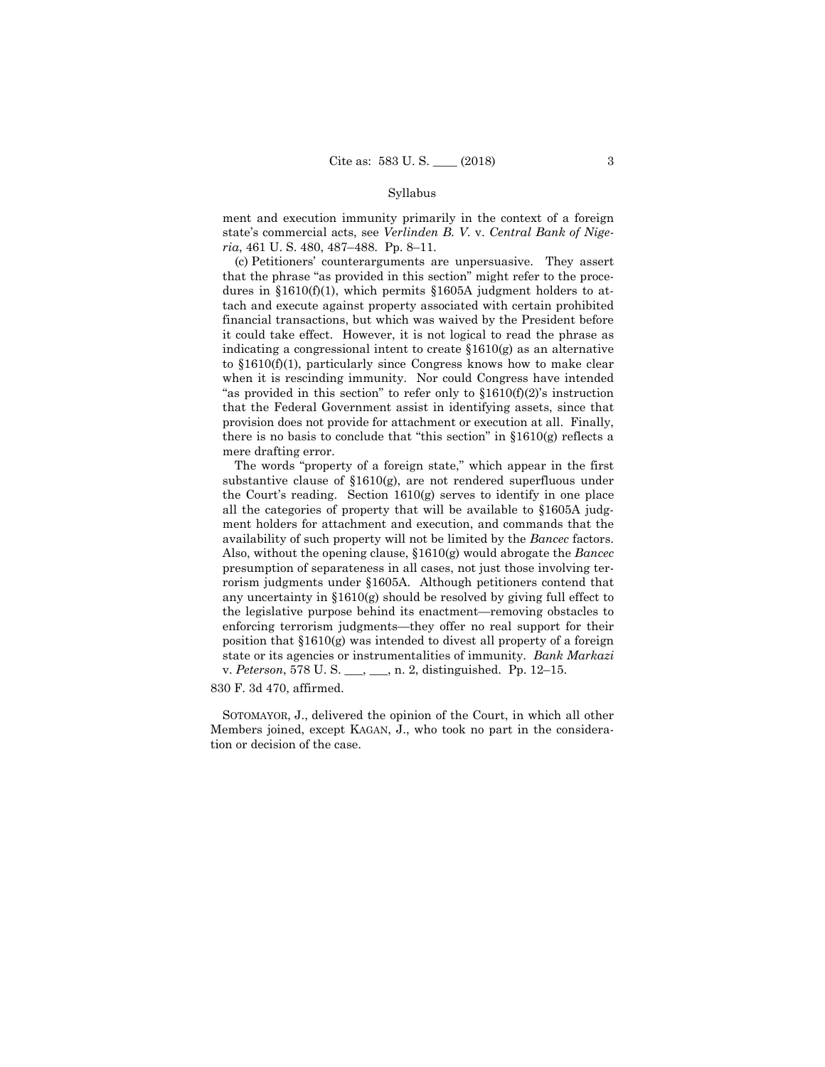ment and execution immunity primarily in the context of a foreign state's commercial acts, see *Verlinden B. V.* v. *Central Bank of Nigeria*, 461 U. S. 480, 487–488. Pp. 8–11.

(c) Petitioners' counterarguments are unpersuasive. They assert that the phrase "as provided in this section" might refer to the procedures in §1610(f)(1), which permits §1605A judgment holders to attach and execute against property associated with certain prohibited financial transactions, but which was waived by the President before it could take effect. However, it is not logical to read the phrase as indicating a congressional intent to create §1610(g) as an alternative to §1610(f)(1), particularly since Congress knows how to make clear when it is rescinding immunity. Nor could Congress have intended "as provided in this section" to refer only to §1610(f)(2)'s instruction that the Federal Government assist in identifying assets, since that provision does not provide for attachment or execution at all. Finally, there is no basis to conclude that "this section" in §1610(g) reflects a mere drafting error.

The words "property of a foreign state," which appear in the first substantive clause of §1610(g), are not rendered superfluous under the Court's reading. Section 1610(g) serves to identify in one place all the categories of property that will be available to §1605A judgment holders for attachment and execution, and commands that the availability of such property will not be limited by the *Bancec* factors. Also, without the opening clause, §1610(g) would abrogate the *Bancec* presumption of separateness in all cases, not just those involving terrorism judgments under §1605A. Although petitioners contend that any uncertainty in §1610(g) should be resolved by giving full effect to the legislative purpose behind its enactment—removing obstacles to enforcing terrorism judgments—they offer no real support for their position that §1610(g) was intended to divest all property of a foreign state or its agencies or instrumentalities of immunity. *Bank Markazi* v. *Peterson*, 578 U. S. \_\_\_, \_\_\_, n. 2, distinguished. Pp. 12–15.

830 F. 3d 470, affirmed.

SOTOMAYOR, J., delivered the opinion of the Court, in which all other Members joined, except KAGAN, J., who took no part in the consideration or decision of the case.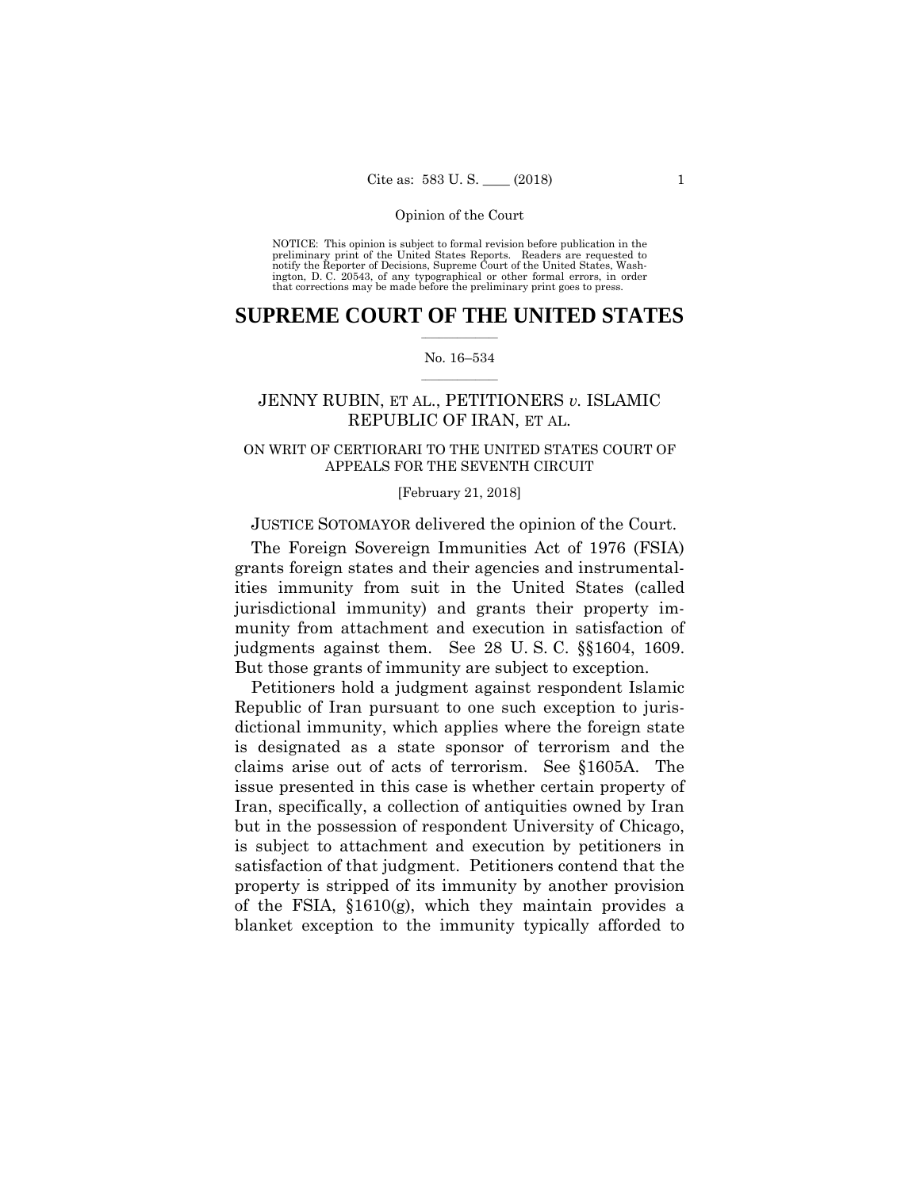Opinion of the Court

NOTICE: This opinion is subject to formal revision before publication in the preliminary print of the United States Reports. Readers are requested to notify the Reporter of Decisions, Supreme Court of the United States, Washington, D. C. 20543, of any typographical or other formal errors, in order that corrections may be made before the preliminary print goes to press.

# SUPREME COURT OF THE UNITED STATES

No. 16–534

JENNY RUBIN, ET AL., PETITIONERS *v.* ISLAMIC REPUBLIC OF IRAN, ET AL.

ON WRIT OF CERTIORARI TO THE UNITED STATES COURT OF APPEALS FOR THE SEVENTH CIRCUIT

[February 21, 2018]

JUSTICE SOTOMAYOR delivered the opinion of the Court.

The Foreign Sovereign Immunities Act of 1976 (FSIA) grants foreign states and their agencies and instrumentalities immunity from suit in the United States (called jurisdictional immunity) and grants their property immunity from attachment and execution in satisfaction of judgments against them. See 28 U. S. C. §§1604, 1609. But those grants of immunity are subject to exception.

Petitioners hold a judgment against respondent Islamic Republic of Iran pursuant to one such exception to jurisdictional immunity, which applies where the foreign state is designated as a state sponsor of terrorism and the claims arise out of acts of terrorism. See §1605A. The issue presented in this case is whether certain property of Iran, specifically, a collection of antiquities owned by Iran but in the possession of respondent University of Chicago, is subject to attachment and execution by petitioners in satisfaction of that judgment. Petitioners contend that the property is stripped of its immunity by another provision of the FSIA, §1610(g), which they maintain provides a blanket exception to the immunity typically afforded to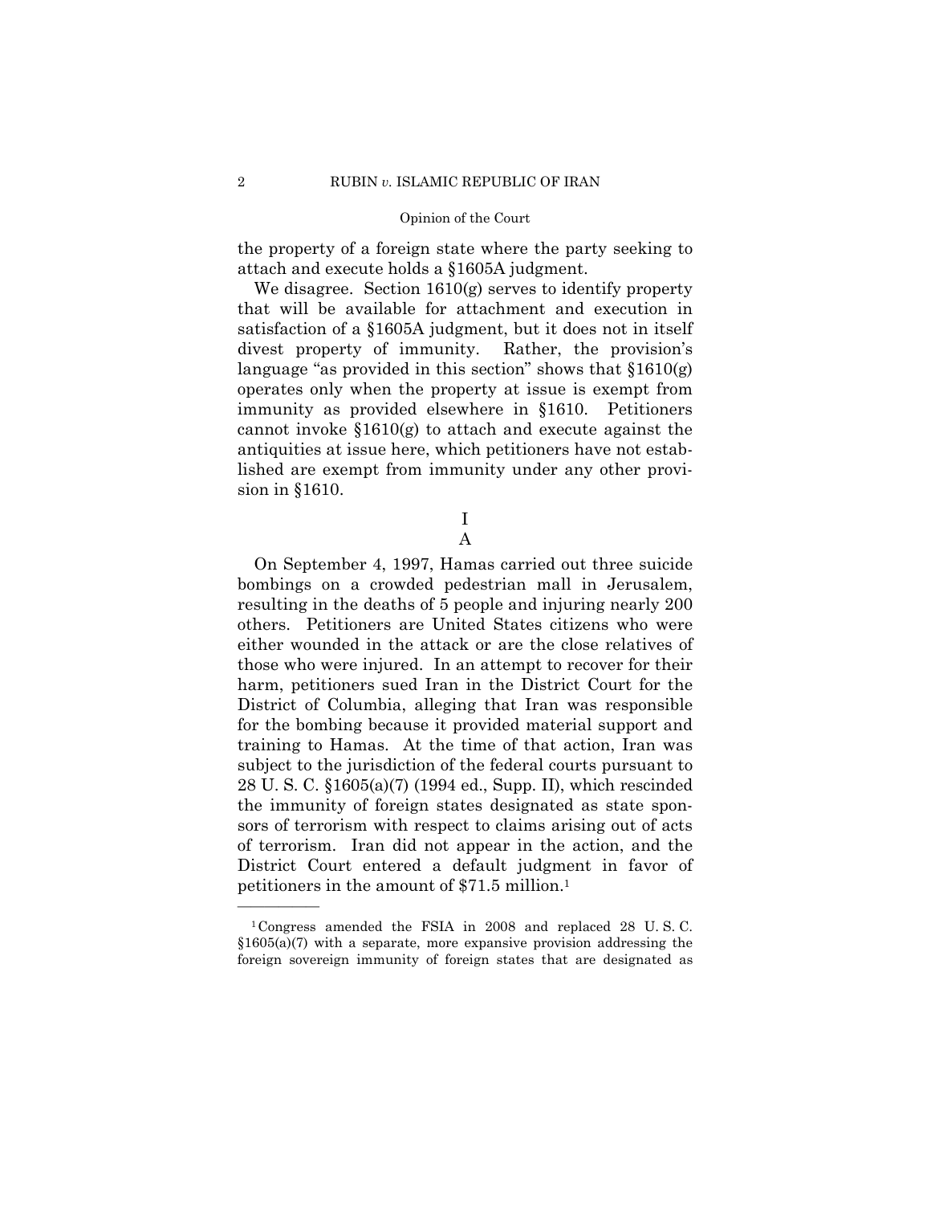the property of a foreign state where the party seeking to attach and execute holds a §1605A judgment.

We disagree. Section 1610(g) serves to identify property that will be available for attachment and execution in satisfaction of a §1605A judgment, but it does not in itself divest property of immunity. Rather, the provision's language "as provided in this section" shows that §1610(g) operates only when the property at issue is exempt from immunity as provided elsewhere in §1610. Petitioners cannot invoke §1610(g) to attach and execute against the antiquities at issue here, which petitioners have not established are exempt from immunity under any other provision in §1610.

# I

## A

On September 4, 1997, Hamas carried out three suicide bombings on a crowded pedestrian mall in Jerusalem, resulting in the deaths of 5 people and injuring nearly 200 others. Petitioners are United States citizens who were either wounded in the attack or are the close relatives of those who were injured. In an attempt to recover for their harm, petitioners sued Iran in the District Court for the District of Columbia, alleging that Iran was responsible for the bombing because it provided material support and training to Hamas. At the time of that action, Iran was subject to the jurisdiction of the federal courts pursuant to 28 U. S. C. §1605(a)(7) (1994 ed., Supp. II), which rescinded the immunity of foreign states designated as state sponsors of terrorism with respect to claims arising out of acts of terrorism. Iran did not appear in the action, and the District Court entered a default judgment in favor of petitioners in the amount of $71.5 million.[1]

---

[1] Congress amended the FSIA in 2008 and replaced 28 U. S. C. §1605(a)(7) with a separate, more expansive provision addressing the foreign sovereign immunity of foreign states that are designated as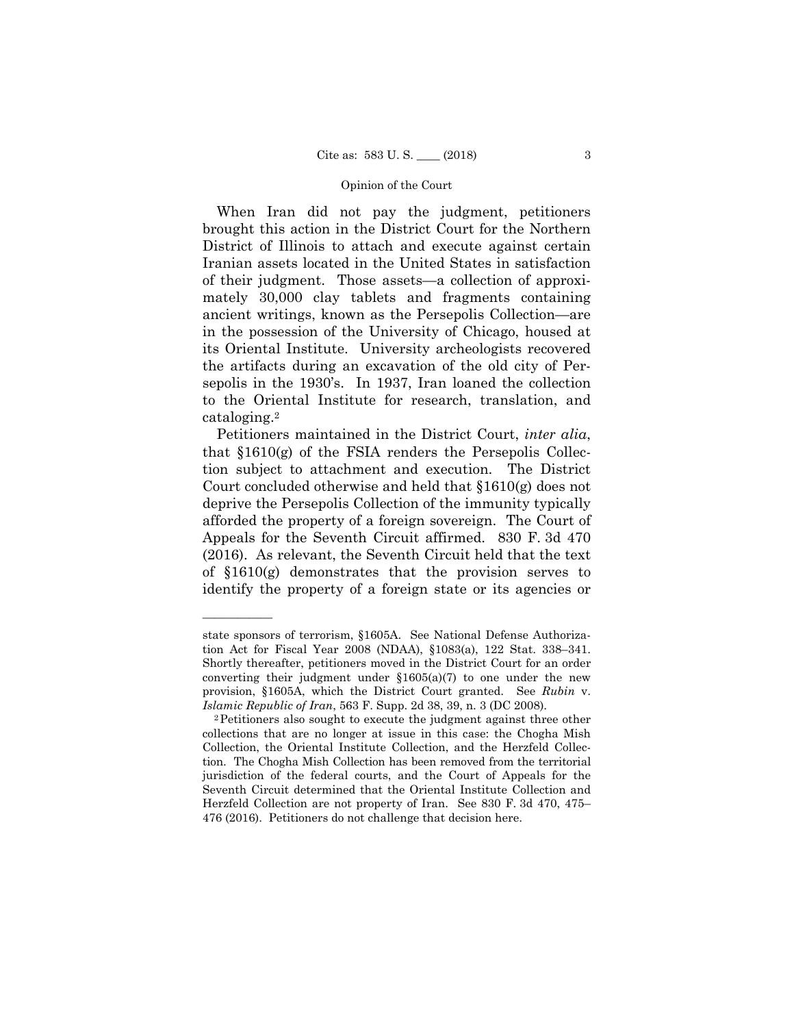When Iran did not pay the judgment, petitioners brought this action in the District Court for the Northern District of Illinois to attach and execute against certain Iranian assets located in the United States in satisfaction of their judgment. Those assets—a collection of approximately 30,000 clay tablets and fragments containing ancient writings, known as the Persepolis Collection—are in the possession of the University of Chicago, housed at its Oriental Institute. University archeologists recovered the artifacts during an excavation of the old city of Persepolis in the 1930's. In 1937, Iran loaned the collection to the Oriental Institute for research, translation, and cataloging.[2]

Petitioners maintained in the District Court, *inter alia*, that §1610(g) of the FSIA renders the Persepolis Collection subject to attachment and execution. The District Court concluded otherwise and held that §1610(g) does not deprive the Persepolis Collection of the immunity typically afforded the property of a foreign sovereign. The Court of Appeals for the Seventh Circuit affirmed. 830 F. 3d 470 (2016). As relevant, the Seventh Circuit held that the text of §1610(g) demonstrates that the provision serves to identify the property of a foreign state or its agencies or

---

state sponsors of terrorism, §1605A. See National Defense Authorization Act for Fiscal Year 2008 (NDAA), §1083(a), 122 Stat. 338–341. Shortly thereafter, petitioners moved in the District Court for an order converting their judgment under §1605(a)(7) to one under the new provision, §1605A, which the District Court granted. See *Rubin* v. *Islamic Republic of Iran*, 563 F. Supp. 2d 38, 39, n. 3 (DC 2008).

[2] Petitioners also sought to execute the judgment against three other collections that are no longer at issue in this case: the Chogha Mish Collection, the Oriental Institute Collection, and the Herzfeld Collection. The Chogha Mish Collection has been removed from the territorial jurisdiction of the federal courts, and the Court of Appeals for the Seventh Circuit determined that the Oriental Institute Collection and Herzfeld Collection are not property of Iran. See 830 F. 3d 470, 475–476 (2016). Petitioners do not challenge that decision here.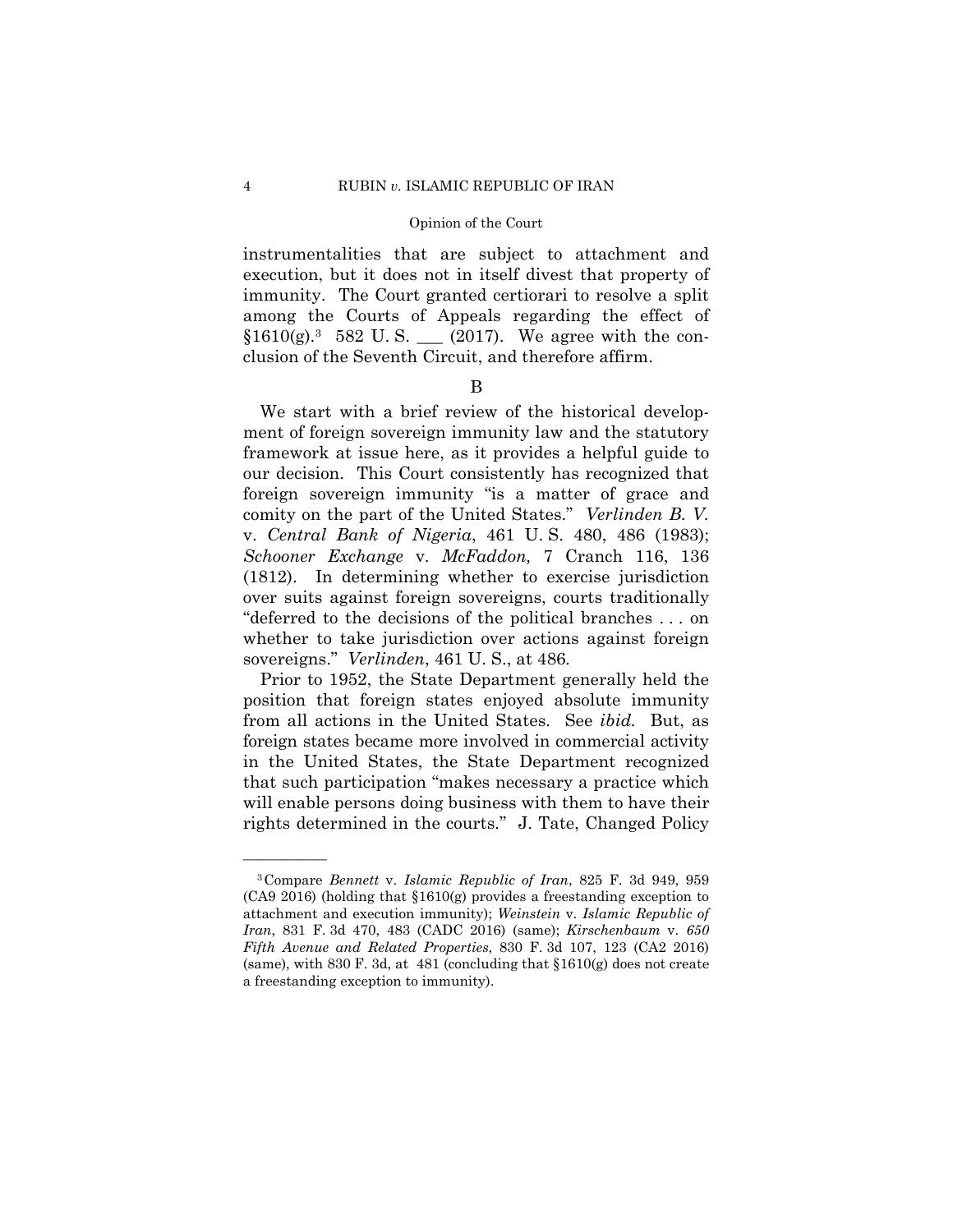instrumentalities that are subject to attachment and execution, but it does not in itself divest that property of immunity. The Court granted certiorari to resolve a split among the Courts of Appeals regarding the effect of §1610(g).[3] 582 U. S. ___ (2017). We agree with the conclusion of the Seventh Circuit, and therefore affirm.

B

We start with a brief review of the historical development of foreign sovereign immunity law and the statutory framework at issue here, as it provides a helpful guide to our decision. This Court consistently has recognized that foreign sovereign immunity "is a matter of grace and comity on the part of the United States." *Verlinden B. V.* v. *Central Bank of Nigeria*, 461 U. S. 480, 486 (1983); *Schooner Exchange* v. *McFaddon,* 7 Cranch 116, 136 (1812). In determining whether to exercise jurisdiction over suits against foreign sovereigns, courts traditionally "deferred to the decisions of the political branches . . . on whether to take jurisdiction over actions against foreign sovereigns." *Verlinden*, 461 U. S., at 486.

Prior to 1952, the State Department generally held the position that foreign states enjoyed absolute immunity from all actions in the United States. See *ibid.* But, as foreign states became more involved in commercial activity in the United States, the State Department recognized that such participation "makes necessary a practice which will enable persons doing business with them to have their rights determined in the courts." J. Tate, Changed Policy

---

[3] Compare *Bennett* v. *Islamic Republic of Iran*, 825 F. 3d 949, 959 (CA9 2016) (holding that §1610(g) provides a freestanding exception to attachment and execution immunity); *Weinstein* v. *Islamic Republic of Iran*, 831 F. 3d 470, 483 (CADC 2016) (same); *Kirschenbaum* v. *650 Fifth Avenue and Related Properties*, 830 F. 3d 107, 123 (CA2 2016) (same), with 830 F. 3d, at 481 (concluding that §1610(g) does not create a freestanding exception to immunity).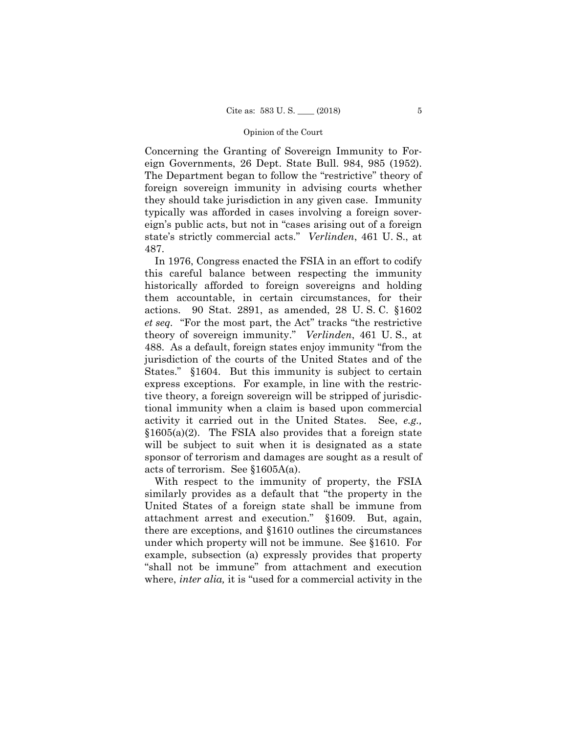Concerning the Granting of Sovereign Immunity to Foreign Governments, 26 Dept. State Bull. 984, 985 (1952). The Department began to follow the "restrictive" theory of foreign sovereign immunity in advising courts whether they should take jurisdiction in any given case. Immunity typically was afforded in cases involving a foreign sovereign's public acts, but not in "cases arising out of a foreign state's strictly commercial acts." *Verlinden*, 461 U. S., at 487.

In 1976, Congress enacted the FSIA in an effort to codify this careful balance between respecting the immunity historically afforded to foreign sovereigns and holding them accountable, in certain circumstances, for their actions. 90 Stat. 2891, as amended, 28 U. S. C. §1602 *et seq.* "For the most part, the Act" tracks "the restrictive theory of sovereign immunity." *Verlinden*, 461 U. S., at 488. As a default, foreign states enjoy immunity "from the jurisdiction of the courts of the United States and of the States." §1604. But this immunity is subject to certain express exceptions. For example, in line with the restrictive theory, a foreign sovereign will be stripped of jurisdictional immunity when a claim is based upon commercial activity it carried out in the United States. See, *e.g.,* §1605(a)(2). The FSIA also provides that a foreign state will be subject to suit when it is designated as a state sponsor of terrorism and damages are sought as a result of acts of terrorism. See §1605A(a).

With respect to the immunity of property, the FSIA similarly provides as a default that "the property in the United States of a foreign state shall be immune from attachment arrest and execution." §1609. But, again, there are exceptions, and §1610 outlines the circumstances under which property will not be immune. See §1610. For example, subsection (a) expressly provides that property "shall not be immune" from attachment and execution where, *inter alia,* it is "used for a commercial activity in the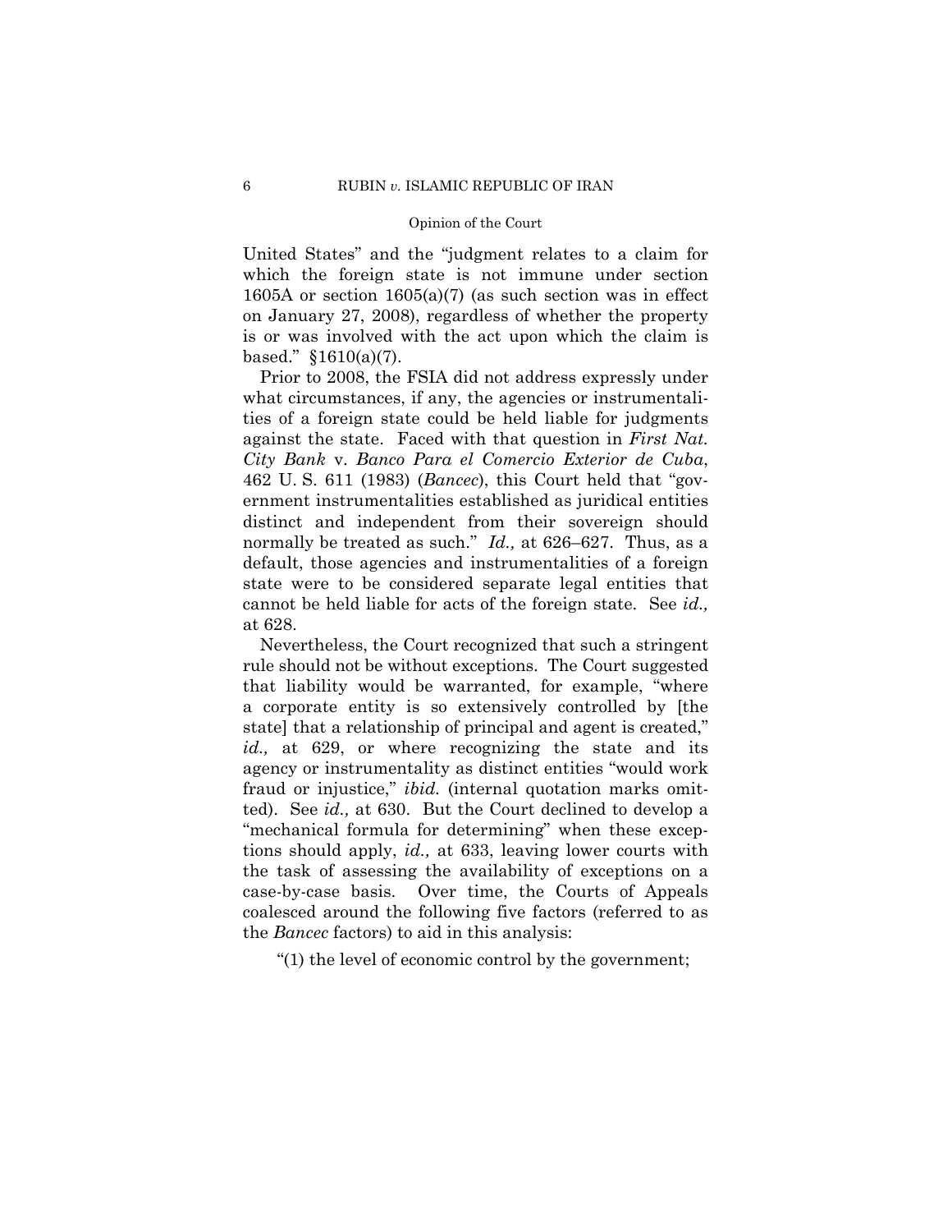United States" and the "judgment relates to a claim for which the foreign state is not immune under section 1605A or section 1605(a)(7) (as such section was in effect on January 27, 2008), regardless of whether the property is or was involved with the act upon which the claim is based." §1610(a)(7).

Prior to 2008, the FSIA did not address expressly under what circumstances, if any, the agencies or instrumentalities of a foreign state could be held liable for judgments against the state. Faced with that question in *First Nat. City Bank* v. *Banco Para el Comercio Exterior de Cuba*, 462 U. S. 611 (1983) (*Bancec*), this Court held that "government instrumentalities established as juridical entities distinct and independent from their sovereign should normally be treated as such." *Id.,* at 626–627. Thus, as a default, those agencies and instrumentalities of a foreign state were to be considered separate legal entities that cannot be held liable for acts of the foreign state. See *id.,* at 628.

Nevertheless, the Court recognized that such a stringent rule should not be without exceptions. The Court suggested that liability would be warranted, for example, "where a corporate entity is so extensively controlled by [the state] that a relationship of principal and agent is created," *id.,* at 629, or where recognizing the state and its agency or instrumentality as distinct entities "would work fraud or injustice," *ibid.* (internal quotation marks omitted). See *id.,* at 630. But the Court declined to develop a "mechanical formula for determining" when these exceptions should apply, *id.,* at 633, leaving lower courts with the task of assessing the availability of exceptions on a case-by-case basis. Over time, the Courts of Appeals coalesced around the following five factors (referred to as the *Bancec* factors) to aid in this analysis:

"(1) the level of economic control by the government;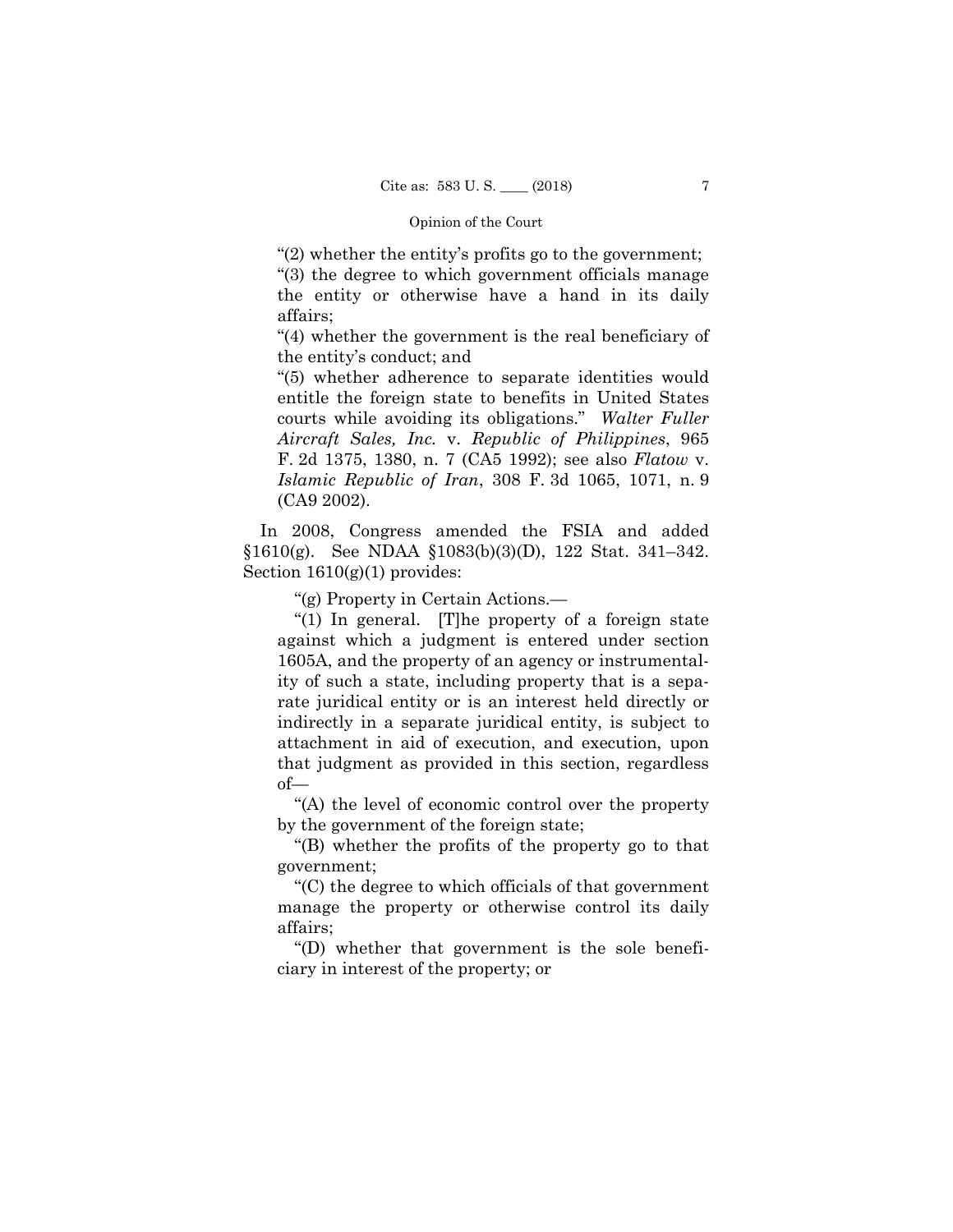> "(2) whether the entity's profits go to the government;
>
> "(3) the degree to which government officials manage the entity or otherwise have a hand in its daily affairs;
>
> "(4) whether the government is the real beneficiary of the entity's conduct; and
>
> "(5) whether adherence to separate identities would entitle the foreign state to benefits in United States courts while avoiding its obligations." *Walter Fuller Aircraft Sales, Inc.* v. *Republic of Philippines*, 965 F. 2d 1375, 1380, n. 7 (CA5 1992); see also *Flatow* v. *Islamic Republic of Iran*, 308 F. 3d 1065, 1071, n. 9 (CA9 2002).

In 2008, Congress amended the FSIA and added §1610(g). See NDAA §1083(b)(3)(D), 122 Stat. 341–342. Section 1610(g)(1) provides:

> "(g) Property in Certain Actions.—
>
> "(1) In general. [T]he property of a foreign state against which a judgment is entered under section 1605A, and the property of an agency or instrumentality of such a state, including property that is a separate juridical entity or is an interest held directly or indirectly in a separate juridical entity, is subject to attachment in aid of execution, and execution, upon that judgment as provided in this section, regardless of—
>
> "(A) the level of economic control over the property by the government of the foreign state;
>
> "(B) whether the profits of the property go to that government;
>
> "(C) the degree to which officials of that government manage the property or otherwise control its daily affairs;
>
> "(D) whether that government is the sole beneficiary in interest of the property; or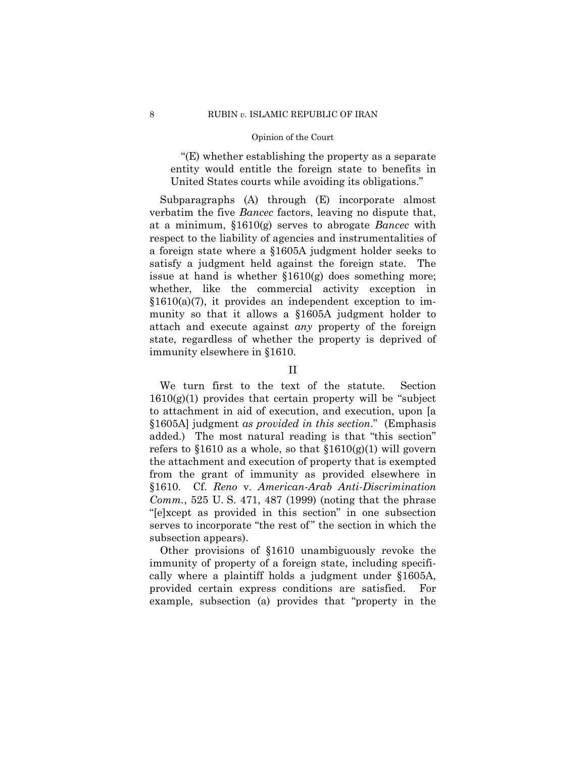"(E) whether establishing the property as a separate entity would entitle the foreign state to benefits in United States courts while avoiding its obligations."

Subparagraphs (A) through (E) incorporate almost verbatim the five *Bancec* factors, leaving no dispute that, at a minimum, §1610(g) serves to abrogate *Bancec* with respect to the liability of agencies and instrumentalities of a foreign state where a §1605A judgment holder seeks to satisfy a judgment held against the foreign state. The issue at hand is whether §1610(g) does something more; whether, like the commercial activity exception in §1610(a)(7), it provides an independent exception to immunity so that it allows a §1605A judgment holder to attach and execute against *any* property of the foreign state, regardless of whether the property is deprived of immunity elsewhere in §1610.

## II

We turn first to the text of the statute. Section 1610(g)(1) provides that certain property will be "subject to attachment in aid of execution, and execution, upon [a §1605A] judgment *as provided in this section*." (Emphasis added.) The most natural reading is that "this section" refers to §1610 as a whole, so that §1610(g)(1) will govern the attachment and execution of property that is exempted from the grant of immunity as provided elsewhere in §1610. Cf. *Reno* v. *American-Arab Anti-Discrimination Comm.*, 525 U. S. 471, 487 (1999) (noting that the phrase "[e]xcept as provided in this section" in one subsection serves to incorporate "the rest of" the section in which the subsection appears).

Other provisions of §1610 unambiguously revoke the immunity of property of a foreign state, including specifically where a plaintiff holds a judgment under §1605A, provided certain express conditions are satisfied. For example, subsection (a) provides that "property in the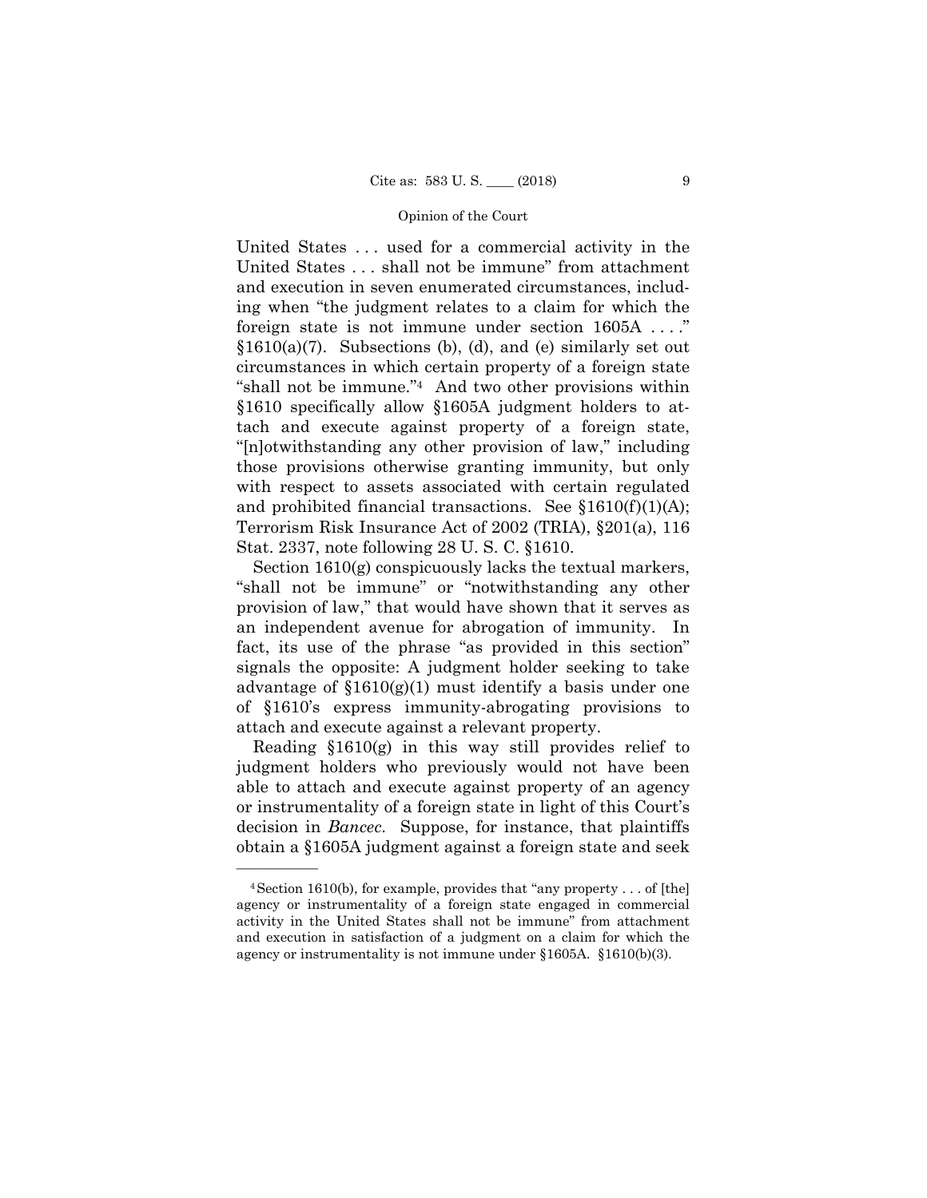United States . . . used for a commercial activity in the United States . . . shall not be immune" from attachment and execution in seven enumerated circumstances, including when "the judgment relates to a claim for which the foreign state is not immune under section 1605A . . . ." §1610(a)(7). Subsections (b), (d), and (e) similarly set out circumstances in which certain property of a foreign state "shall not be immune."[4] And two other provisions within §1610 specifically allow §1605A judgment holders to attach and execute against property of a foreign state, "[n]otwithstanding any other provision of law," including those provisions otherwise granting immunity, but only with respect to assets associated with certain regulated and prohibited financial transactions. See §1610(f)(1)(A); Terrorism Risk Insurance Act of 2002 (TRIA), §201(a), 116 Stat. 2337, note following 28 U. S. C. §1610.

Section 1610(g) conspicuously lacks the textual markers, "shall not be immune" or "notwithstanding any other provision of law," that would have shown that it serves as an independent avenue for abrogation of immunity. In fact, its use of the phrase "as provided in this section" signals the opposite: A judgment holder seeking to take advantage of §1610(g)(1) must identify a basis under one of §1610's express immunity-abrogating provisions to attach and execute against a relevant property.

Reading §1610(g) in this way still provides relief to judgment holders who previously would not have been able to attach and execute against property of an agency or instrumentality of a foreign state in light of this Court's decision in *Bancec*. Suppose, for instance, that plaintiffs obtain a §1605A judgment against a foreign state and seek

---

[4] Section 1610(b), for example, provides that "any property . . . of [the] agency or instrumentality of a foreign state engaged in commercial activity in the United States shall not be immune" from attachment and execution in satisfaction of a judgment on a claim for which the agency or instrumentality is not immune under §1605A. §1610(b)(3).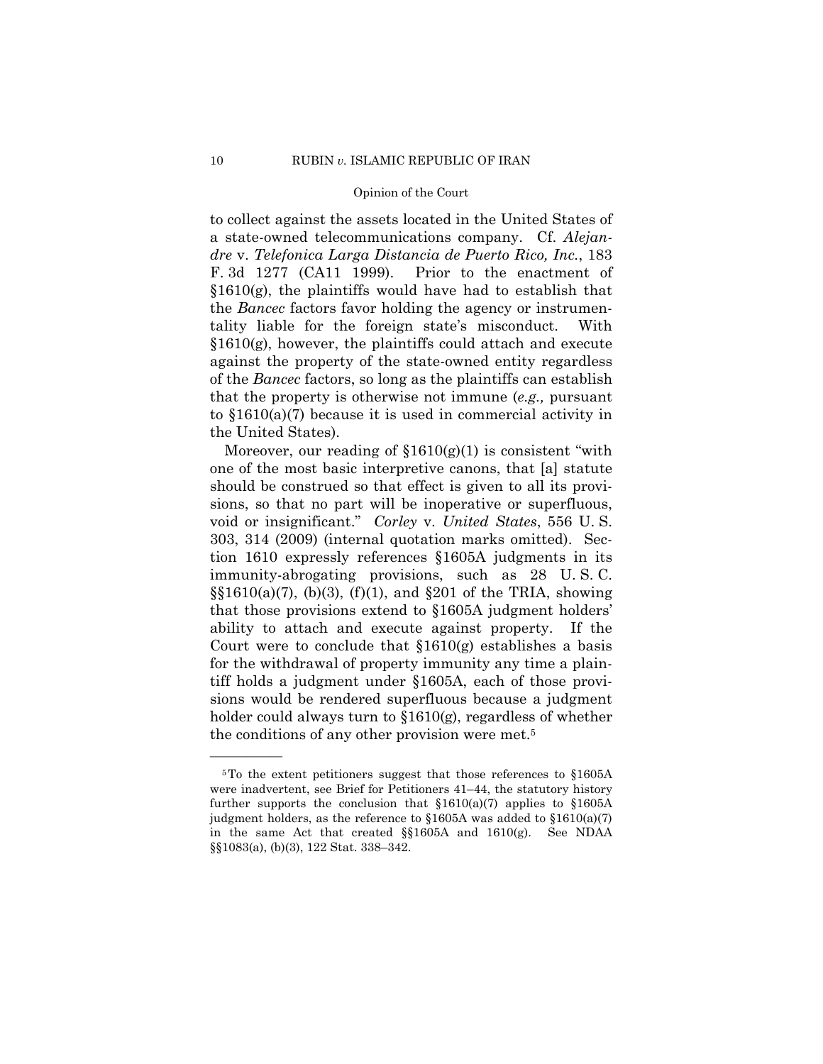to collect against the assets located in the United States of a state-owned telecommunications company. Cf. *Alejandre* v. *Telefonica Larga Distancia de Puerto Rico, Inc.*, 183 F. 3d 1277 (CA11 1999). Prior to the enactment of §1610(g), the plaintiffs would have had to establish that the *Bancec* factors favor holding the agency or instrumentality liable for the foreign state's misconduct. With §1610(g), however, the plaintiffs could attach and execute against the property of the state-owned entity regardless of the *Bancec* factors, so long as the plaintiffs can establish that the property is otherwise not immune (*e.g.,* pursuant to §1610(a)(7) because it is used in commercial activity in the United States).

Moreover, our reading of §1610(g)(1) is consistent "with one of the most basic interpretive canons, that [a] statute should be construed so that effect is given to all its provisions, so that no part will be inoperative or superfluous, void or insignificant." *Corley* v. *United States*, 556 U. S. 303, 314 (2009) (internal quotation marks omitted). Section 1610 expressly references §1605A judgments in its immunity-abrogating provisions, such as 28 U. S. C. §§1610(a)(7), (b)(3), (f)(1), and §201 of the TRIA, showing that those provisions extend to §1605A judgment holders' ability to attach and execute against property. If the Court were to conclude that §1610(g) establishes a basis for the withdrawal of property immunity any time a plaintiff holds a judgment under §1605A, each of those provisions would be rendered superfluous because a judgment holder could always turn to §1610(g), regardless of whether the conditions of any other provision were met.[5]

---

[5] To the extent petitioners suggest that those references to §1605A were inadvertent, see Brief for Petitioners 41–44, the statutory history further supports the conclusion that §1610(a)(7) applies to §1605A judgment holders, as the reference to §1605A was added to §1610(a)(7) in the same Act that created §§1605A and 1610(g). See NDAA §§1083(a), (b)(3), 122 Stat. 338–342.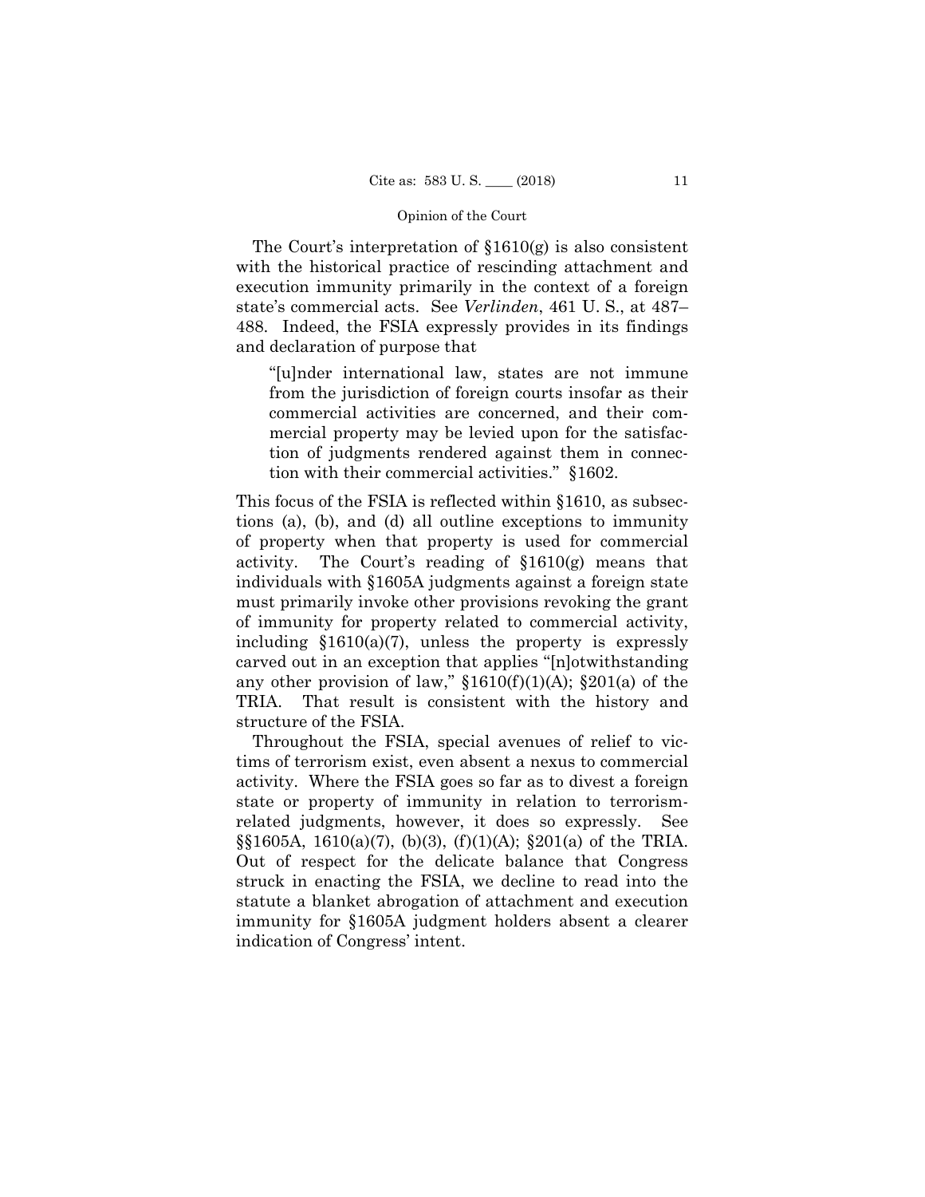The Court's interpretation of §1610(g) is also consistent with the historical practice of rescinding attachment and execution immunity primarily in the context of a foreign state's commercial acts. See *Verlinden*, 461 U. S., at 487–488. Indeed, the FSIA expressly provides in its findings and declaration of purpose that

> "[u]nder international law, states are not immune from the jurisdiction of foreign courts insofar as their commercial activities are concerned, and their commercial property may be levied upon for the satisfaction of judgments rendered against them in connection with their commercial activities." §1602.

This focus of the FSIA is reflected within §1610, as subsections (a), (b), and (d) all outline exceptions to immunity of property when that property is used for commercial activity. The Court's reading of §1610(g) means that individuals with §1605A judgments against a foreign state must primarily invoke other provisions revoking the grant of immunity for property related to commercial activity, including §1610(a)(7), unless the property is expressly carved out in an exception that applies "[n]otwithstanding any other provision of law," §1610(f)(1)(A); §201(a) of the TRIA. That result is consistent with the history and structure of the FSIA.

Throughout the FSIA, special avenues of relief to victims of terrorism exist, even absent a nexus to commercial activity. Where the FSIA goes so far as to divest a foreign state or property of immunity in relation to terrorism-related judgments, however, it does so expressly. See §§1605A, 1610(a)(7), (b)(3), (f)(1)(A); §201(a) of the TRIA. Out of respect for the delicate balance that Congress struck in enacting the FSIA, we decline to read into the statute a blanket abrogation of attachment and execution immunity for §1605A judgment holders absent a clearer indication of Congress' intent.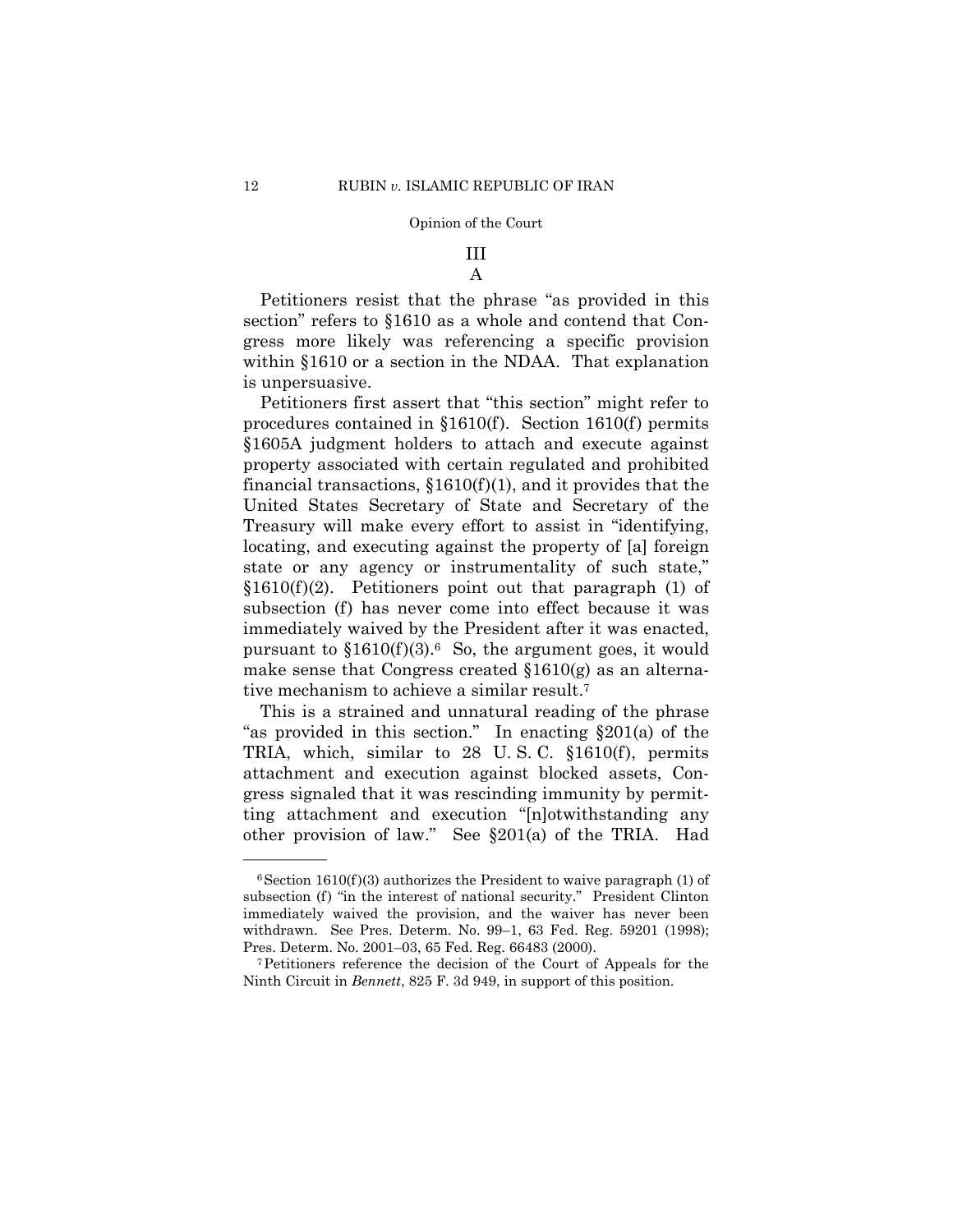## III

### A

Petitioners resist that the phrase "as provided in this section" refers to §1610 as a whole and contend that Congress more likely was referencing a specific provision within §1610 or a section in the NDAA. That explanation is unpersuasive.

Petitioners first assert that "this section" might refer to procedures contained in §1610(f). Section 1610(f) permits §1605A judgment holders to attach and execute against property associated with certain regulated and prohibited financial transactions, §1610(f)(1), and it provides that the United States Secretary of State and Secretary of the Treasury will make every effort to assist in "identifying, locating, and executing against the property of [a] foreign state or any agency or instrumentality of such state," §1610(f)(2). Petitioners point out that paragraph (1) of subsection (f) has never come into effect because it was immediately waived by the President after it was enacted, pursuant to §1610(f)(3).[6] So, the argument goes, it would make sense that Congress created §1610(g) as an alternative mechanism to achieve a similar result.[7]

This is a strained and unnatural reading of the phrase "as provided in this section." In enacting §201(a) of the TRIA, which, similar to 28 U. S. C. §1610(f), permits attachment and execution against blocked assets, Congress signaled that it was rescinding immunity by permitting attachment and execution "[n]otwithstanding any other provision of law." See §201(a) of the TRIA. Had

---

[6] Section 1610(f)(3) authorizes the President to waive paragraph (1) of subsection (f) "in the interest of national security." President Clinton immediately waived the provision, and the waiver has never been withdrawn. See Pres. Determ. No. 99–1, 63 Fed. Reg. 59201 (1998); Pres. Determ. No. 2001–03, 65 Fed. Reg. 66483 (2000).

[7] Petitioners reference the decision of the Court of Appeals for the Ninth Circuit in *Bennett*, 825 F. 3d 949, in support of this position.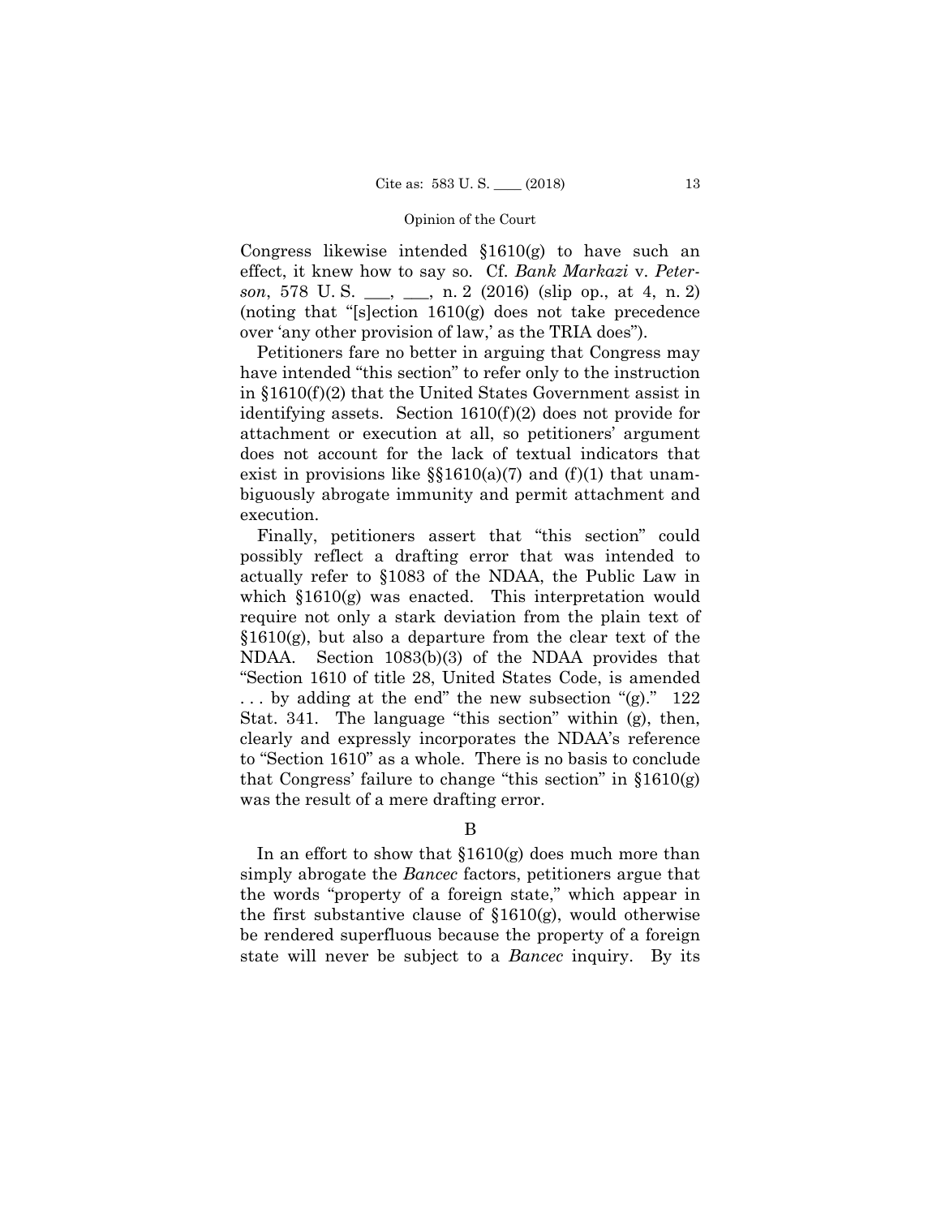Congress likewise intended §1610(g) to have such an effect, it knew how to say so. Cf. *Bank Markazi* v. *Peterson*, 578 U. S. ___, ___, n. 2 (2016) (slip op., at 4, n. 2) (noting that "[s]ection 1610(g) does not take precedence over 'any other provision of law,' as the TRIA does").

Petitioners fare no better in arguing that Congress may have intended "this section" to refer only to the instruction in §1610(f)(2) that the United States Government assist in identifying assets. Section 1610(f)(2) does not provide for attachment or execution at all, so petitioners' argument does not account for the lack of textual indicators that exist in provisions like §§1610(a)(7) and (f)(1) that unambiguously abrogate immunity and permit attachment and execution.

Finally, petitioners assert that "this section" could possibly reflect a drafting error that was intended to actually refer to §1083 of the NDAA, the Public Law in which §1610(g) was enacted. This interpretation would require not only a stark deviation from the plain text of §1610(g), but also a departure from the clear text of the NDAA. Section 1083(b)(3) of the NDAA provides that "Section 1610 of title 28, United States Code, is amended . . . by adding at the end" the new subsection "(g)." 122 Stat. 341. The language "this section" within (g), then, clearly and expressly incorporates the NDAA's reference to "Section 1610" as a whole. There is no basis to conclude that Congress' failure to change "this section" in §1610(g) was the result of a mere drafting error.

B

In an effort to show that §1610(g) does much more than simply abrogate the *Bancec* factors, petitioners argue that the words "property of a foreign state," which appear in the first substantive clause of §1610(g), would otherwise be rendered superfluous because the property of a foreign state will never be subject to a *Bancec* inquiry. By its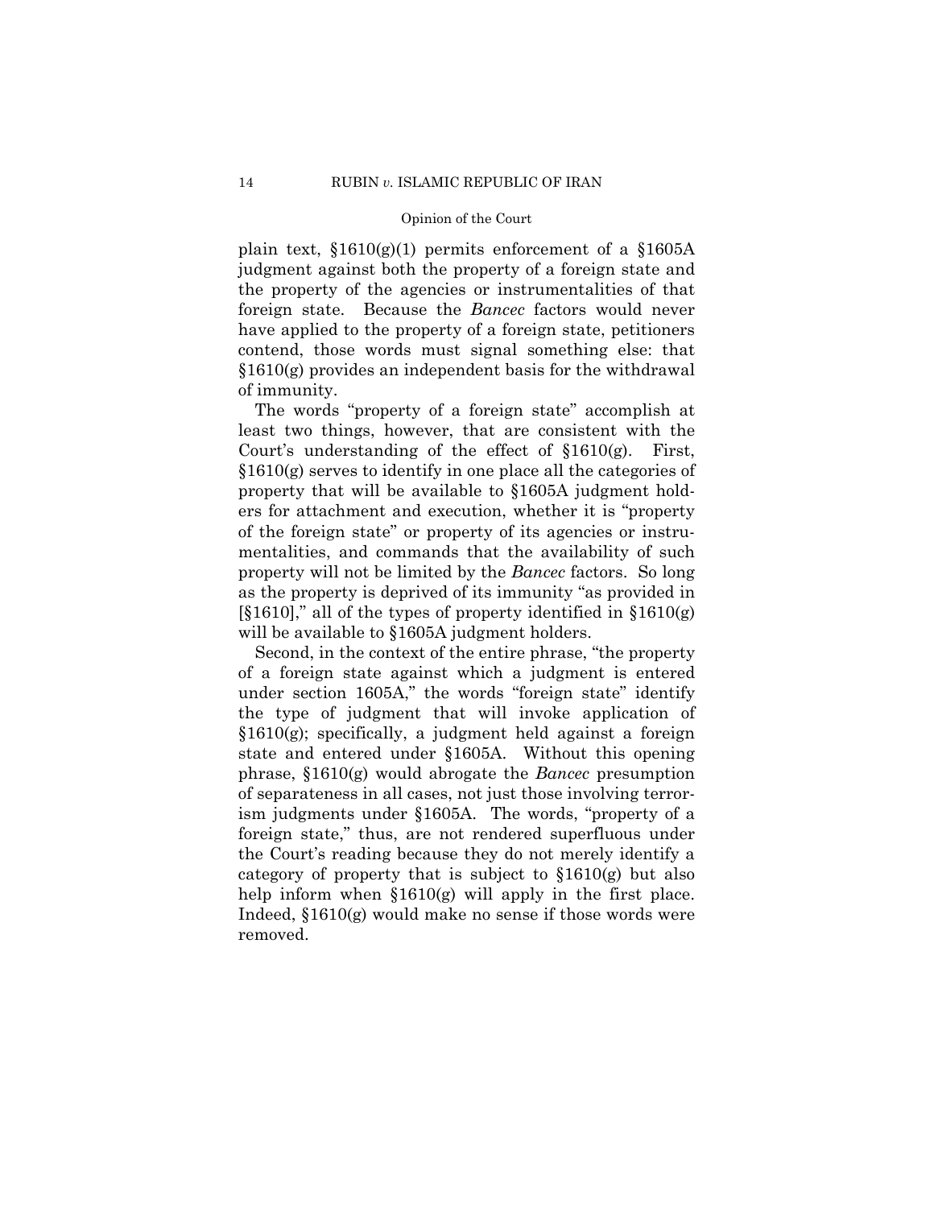plain text, §1610(g)(1) permits enforcement of a §1605A judgment against both the property of a foreign state and the property of the agencies or instrumentalities of that foreign state. Because the *Bancec* factors would never have applied to the property of a foreign state, petitioners contend, those words must signal something else: that §1610(g) provides an independent basis for the withdrawal of immunity.

The words "property of a foreign state" accomplish at least two things, however, that are consistent with the Court's understanding of the effect of §1610(g). First, §1610(g) serves to identify in one place all the categories of property that will be available to §1605A judgment holders for attachment and execution, whether it is "property of the foreign state" or property of its agencies or instrumentalities, and commands that the availability of such property will not be limited by the *Bancec* factors. So long as the property is deprived of its immunity "as provided in [§1610]," all of the types of property identified in §1610(g) will be available to §1605A judgment holders.

Second, in the context of the entire phrase, "the property of a foreign state against which a judgment is entered under section 1605A," the words "foreign state" identify the type of judgment that will invoke application of §1610(g); specifically, a judgment held against a foreign state and entered under §1605A. Without this opening phrase, §1610(g) would abrogate the *Bancec* presumption of separateness in all cases, not just those involving terrorism judgments under §1605A. The words, "property of a foreign state," thus, are not rendered superfluous under the Court's reading because they do not merely identify a category of property that is subject to §1610(g) but also help inform when §1610(g) will apply in the first place. Indeed, §1610(g) would make no sense if those words were removed.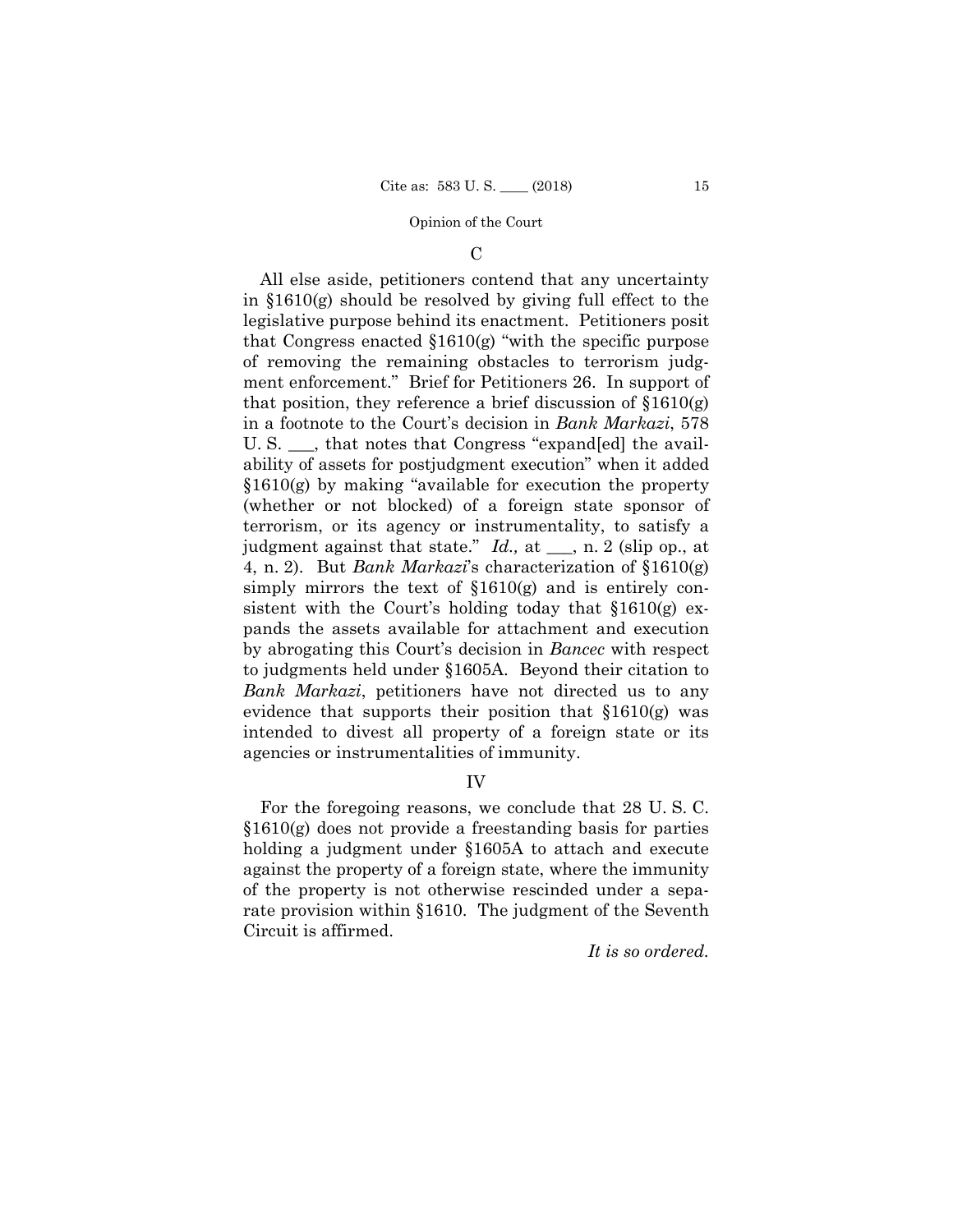### C

All else aside, petitioners contend that any uncertainty in §1610(g) should be resolved by giving full effect to the legislative purpose behind its enactment. Petitioners posit that Congress enacted §1610(g) "with the specific purpose of removing the remaining obstacles to terrorism judgment enforcement." Brief for Petitioners 26. In support of that position, they reference a brief discussion of §1610(g) in a footnote to the Court's decision in *Bank Markazi*, 578 U. S. \_\_\_, that notes that Congress "expand[ed] the availability of assets for postjudgment execution" when it added §1610(g) by making "available for execution the property (whether or not blocked) of a foreign state sponsor of terrorism, or its agency or instrumentality, to satisfy a judgment against that state." *Id.,* at \_\_\_, n. 2 (slip op., at 4, n. 2). But *Bank Markazi*'s characterization of §1610(g) simply mirrors the text of §1610(g) and is entirely consistent with the Court's holding today that §1610(g) expands the assets available for attachment and execution by abrogating this Court's decision in *Bancec* with respect to judgments held under §1605A. Beyond their citation to *Bank Markazi*, petitioners have not directed us to any evidence that supports their position that §1610(g) was intended to divest all property of a foreign state or its agencies or instrumentalities of immunity.

## IV

For the foregoing reasons, we conclude that 28 U. S. C. §1610(g) does not provide a freestanding basis for parties holding a judgment under §1605A to attach and execute against the property of a foreign state, where the immunity of the property is not otherwise rescinded under a separate provision within §1610. The judgment of the Seventh Circuit is affirmed.

*It is so ordered.*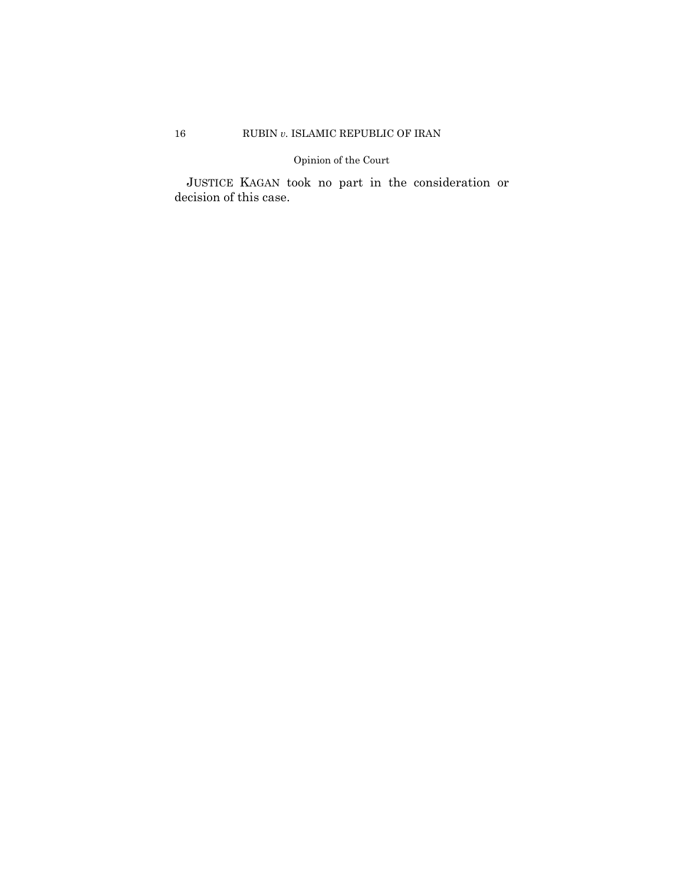JUSTICE KAGAN took no part in the consideration or decision of this case.